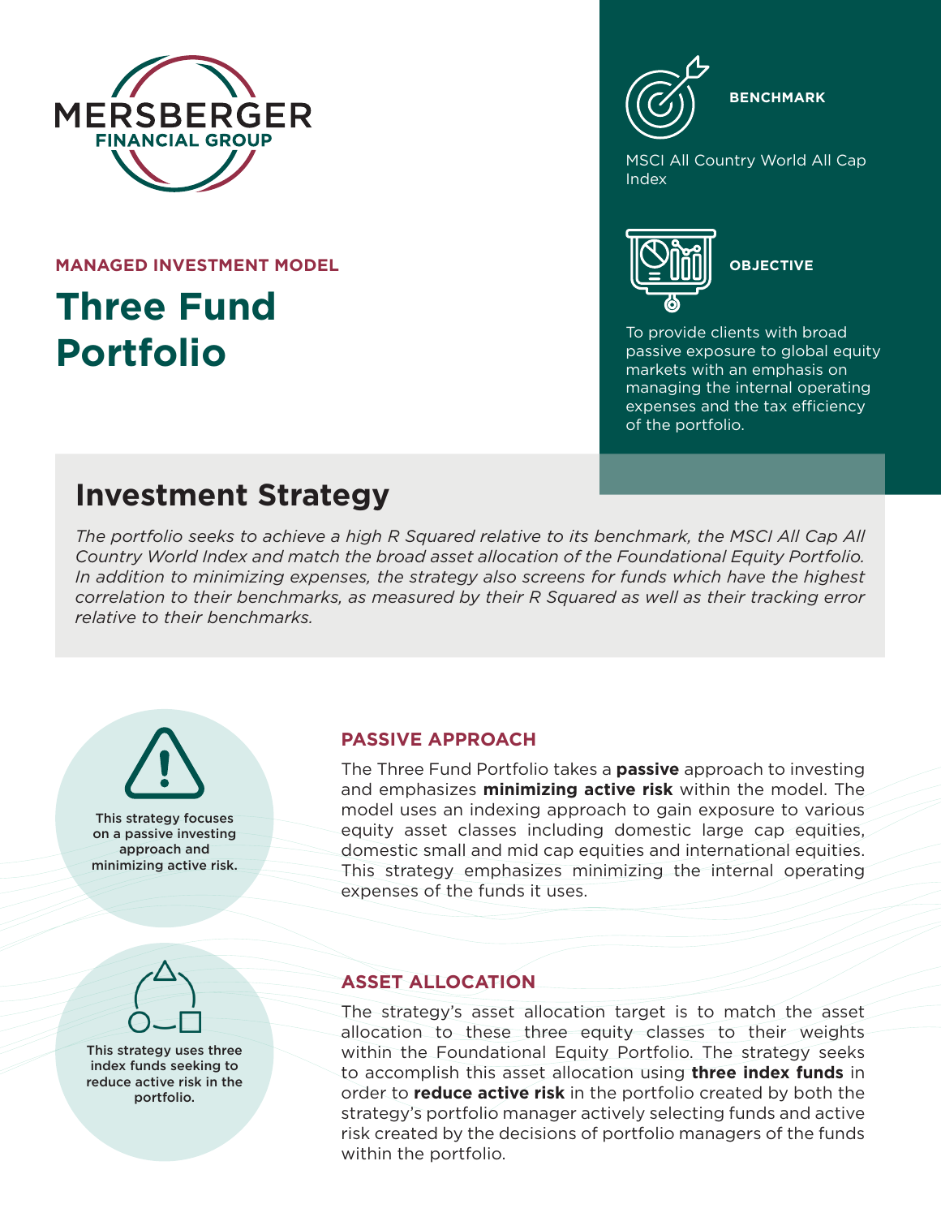MERSBERGER FINANCIAL GROUP

MANAGED INVESTMENT MODEL

# Three Fund Portfolio

**BENCHMARK**

MSCI All Country World All Cap Index

**OBJECTIVE**

To provide clients with broad passive exposure to global equity markets with an emphasis on managing the internal operating expenses and the tax efficiency of the portfolio.

## Investment Strategy

*The portfolio seeks to achieve a high R Squared relative to its benchmark, the MSCI All Cap All Country World Index and match the broad asset allocation of the Foundational Equity Portfolio. In addition to minimizing expenses, the strategy also screens for funds which have the highest correlation to their benchmarks, as measured by their R Squared as well as their tracking error relative to their benchmarks.*

This strategy focuses on a passive investing approach and minimizing active risk.

### PASSIVE APPROACH

The Three Fund Portfolio takes a **passive** approach to investing and emphasizes **minimizing active risk** within the model. The model uses an indexing approach to gain exposure to various equity asset classes including domestic large cap equities, domestic small and mid cap equities and international equities. This strategy emphasizes minimizing the internal operating expenses of the funds it uses.

This strategy uses three index funds seeking to reduce active risk in the portfolio.

### ASSET ALLOCATION

The strategy's asset allocation target is to match the asset allocation to these three equity classes to their weights within the Foundational Equity Portfolio. The strategy seeks to accomplish this asset allocation using **three index funds** in order to **reduce active risk** in the portfolio created by both the strategy's portfolio manager actively selecting funds and active risk created by the decisions of portfolio managers of the funds within the portfolio.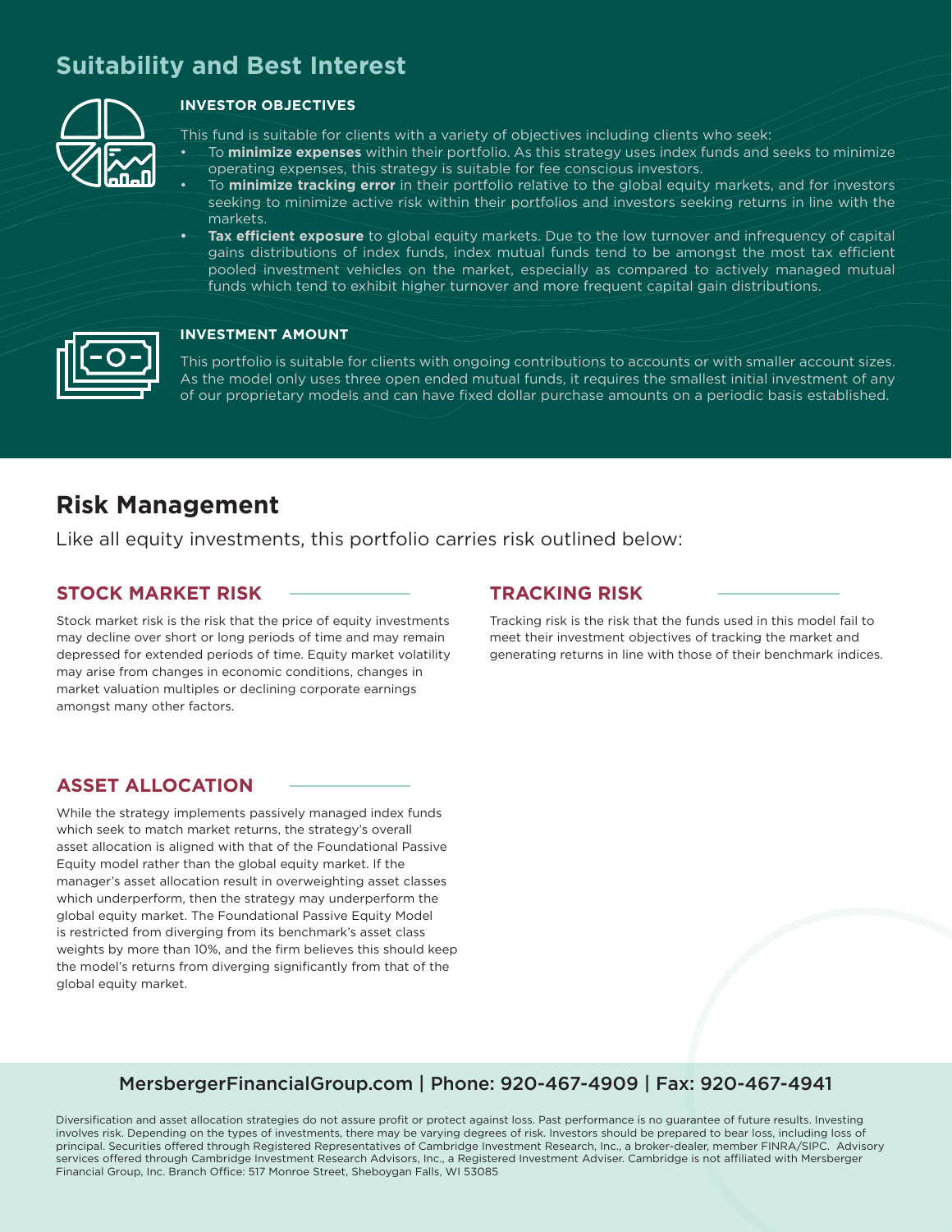# Suitability and Best Interest

### INVESTOR OBJECTIVES

This fund is suitable for clients with a variety of objectives including clients who seek:

- To **minimize expenses** within their portfolio. As this strategy uses index funds and seeks to minimize operating expenses, this strategy is suitable for fee conscious investors.
- To **minimize tracking error** in their portfolio relative to the global equity markets, and for investors seeking to minimize active risk within their portfolios and investors seeking returns in line with the markets.
- **Tax efficient exposure** to global equity markets. Due to the low turnover and infrequency of capital gains distributions of index funds, index mutual funds tend to be amongst the most tax efficient pooled investment vehicles on the market, especially as compared to actively managed mutual funds which tend to exhibit higher turnover and more frequent capital gain distributions.

### INVESTMENT AMOUNT

This portfolio is suitable for clients with ongoing contributions to accounts or with smaller account sizes. As the model only uses three open ended mutual funds, it requires the smallest initial investment of any of our proprietary models and can have fixed dollar purchase amounts on a periodic basis established.

# Risk Management

Like all equity investments, this portfolio carries risk outlined below:

### STOCK MARKET RISK

Stock market risk is the risk that the price of equity investments may decline over short or long periods of time and may remain depressed for extended periods of time. Equity market volatility may arise from changes in economic conditions, changes in market valuation multiples or declining corporate earnings amongst many other factors.

### TRACKING RISK

Tracking risk is the risk that the funds used in this model fail to meet their investment objectives of tracking the market and generating returns in line with those of their benchmark indices.

### ASSET ALLOCATION

While the strategy implements passively managed index funds which seek to match market returns, the strategy's overall asset allocation is aligned with that of the Foundational Passive Equity model rather than the global equity market. If the manager's asset allocation result in overweighting asset classes which underperform, then the strategy may underperform the global equity market. The Foundational Passive Equity Model is restricted from diverging from its benchmark's asset class weights by more than 10%, and the firm believes this should keep the model's returns from diverging significantly from that of the global equity market.

MersbergerFinancialGroup.com | Phone: 920-467-4909 | Fax: 920-467-4941

Diversification and asset allocation strategies do not assure profit or protect against loss. Past performance is no guarantee of future results. Investing involves risk. Depending on the types of investments, there may be varying degrees of risk. Investors should be prepared to bear loss, including loss of principal. Securities offered through Registered Representatives of Cambridge Investment Research, Inc., a broker-dealer, member FINRA/SIPC. Advisory services offered through Cambridge Investment Research Advisors, Inc., a Registered Investment Adviser. Cambridge is not affiliated with Mersberger Financial Group, Inc. Branch Office: 517 Monroe Street, Sheboygan Falls, WI 53085